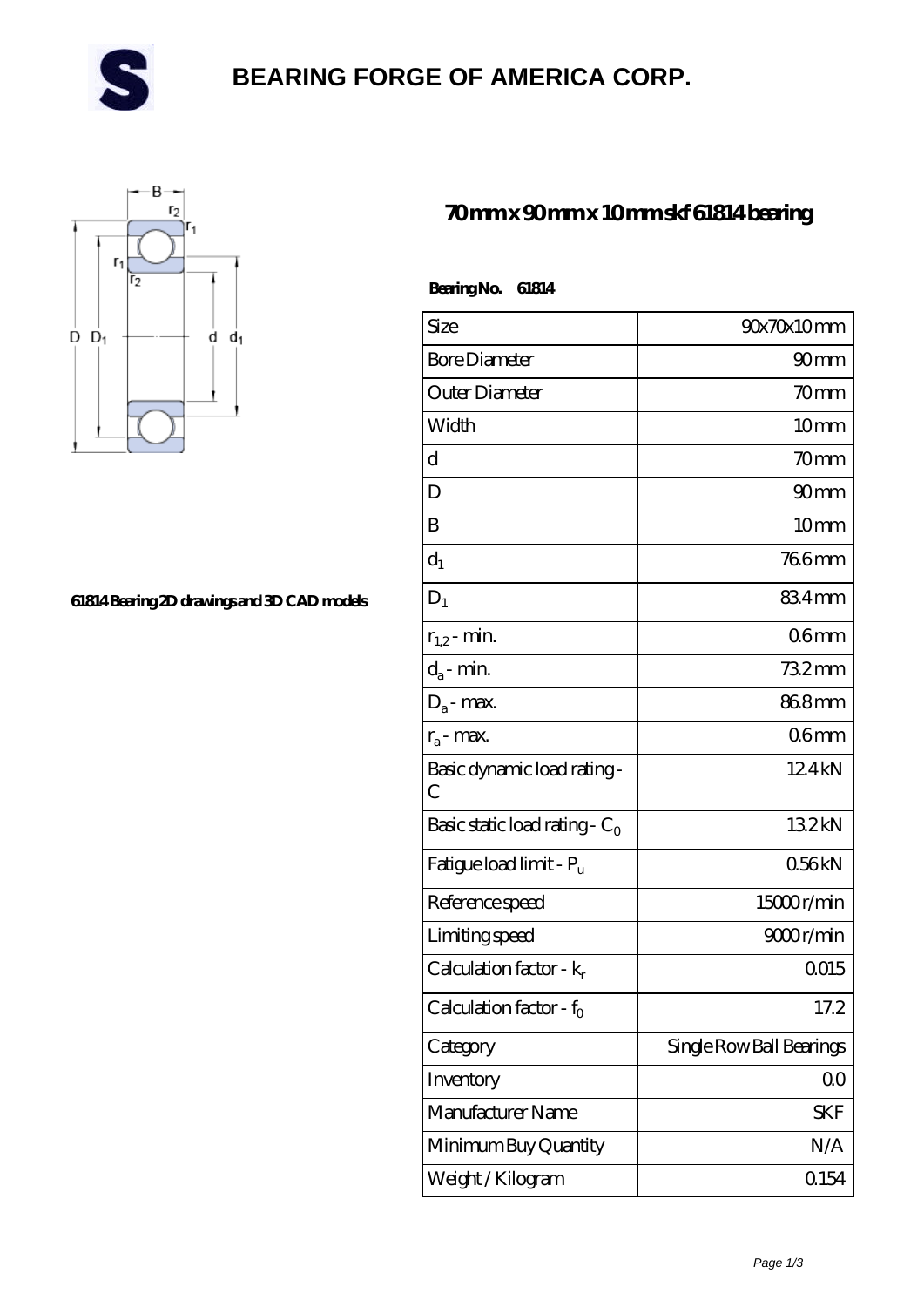# BEARING FORGE OF AMERICA CORP.

## 70 mm x 90 mm x 10 mm skf 61814 bearing

61814 Bearing 2D drawings and 3D CAD models

**Bearing No. 61814**

| | |
|---|---|
| Size | 90x70x10 mm |
| Bore Diameter | 90 mm |
| Outer Diameter | 70 mm |
| Width | 10 mm |
| d | 70 mm |
| D | 90 mm |
| B | 10 mm |
| $d_1$ | 76.6 mm |
| $D_1$ | 83.4 mm |
| $r_{1,2}$ - min. | 0.6 mm |
| $d_a$ - min. | 73.2 mm |
| $D_a$ - max. | 86.8 mm |
| $r_a$ - max. | 0.6 mm |
| Basic dynamic load rating - C | 12.4 kN |
| Basic static load rating - $C_0$ | 13.2 kN |
| Fatigue load limit - $P_u$ | 0.56 kN |
| Reference speed | 15000 r/min |
| Limiting speed | 9000 r/min |
| Calculation factor - $k_r$ | 0.015 |
| Calculation factor - $f_0$ | 17.2 |
| Category | Single Row Ball Bearings |
| Inventory | 0.0 |
| Manufacturer Name | SKF |
| Minimum Buy Quantity | N/A |
| Weight / Kilogram | 0.154 |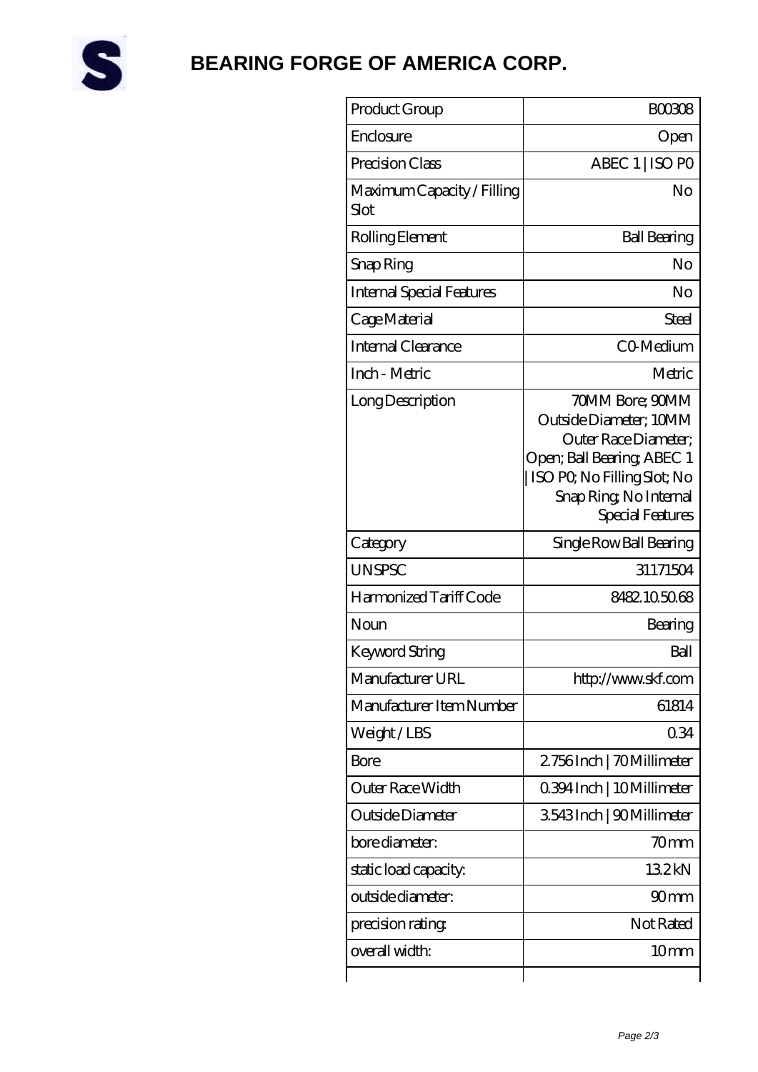# BEARING FORGE OF AMERICA CORP.

| | |
|---|---|
| Product Group | B00308 |
| Enclosure | Open |
| Precision Class | ABEC 1 \| ISO P0 |
| Maximum Capacity / Filling Slot | No |
| Rolling Element | Ball Bearing |
| Snap Ring | No |
| Internal Special Features | No |
| Cage Material | Steel |
| Internal Clearance | C0-Medium |
| Inch - Metric | Metric |
| Long Description | 70MM Bore; 90MM Outside Diameter; 10MM Outer Race Diameter; Open; Ball Bearing; ABEC 1 \| ISO P0; No Filling Slot; No Snap Ring; No Internal Special Features |
| Category | Single Row Ball Bearing |
| UNSPSC | 31171504 |
| Harmonized Tariff Code | 8482.10.50.68 |
| Noun | Bearing |
| Keyword String | Ball |
| Manufacturer URL | http://www.skf.com |
| Manufacturer Item Number | 61814 |
| Weight / LBS | 0.34 |
| Bore | 2.756 Inch \| 70 Millimeter |
| Outer Race Width | 0.394 Inch \| 10 Millimeter |
| Outside Diameter | 3.543 Inch \| 90 Millimeter |
| bore diameter: | 70 mm |
| static load capacity: | 13.2 kN |
| outside diameter: | 90 mm |
| precision rating: | Not Rated |
| overall width: | 10 mm |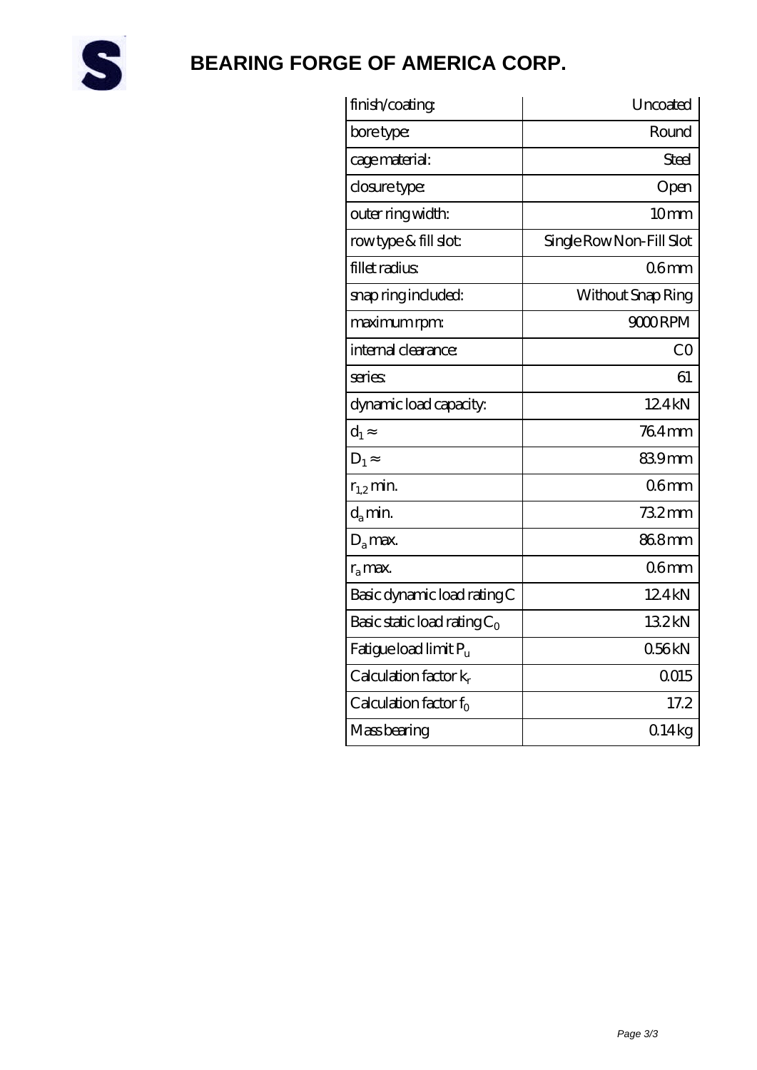# BEARING FORGE OF AMERICA CORP.

| | |
|---|---|
| finish/coating: | Uncoated |
| bore type: | Round |
| cage material: | Steel |
| closure type: | Open |
| outer ring width: | 10 mm |
| row type & fill slot: | Single Row Non-Fill Slot |
| fillet radius: | 0.6 mm |
| snap ring included: | Without Snap Ring |
| maximum rpm: | 9000 RPM |
| internal clearance: | C0 |
| series: | 61 |
| dynamic load capacity: | 12.4 kN |
| $d_1 \approx$ | 76.4 mm |
| $D_1 \approx$ | 83.9 mm |
| $r_{1,2}$ min. | 0.6 mm |
| $d_a$ min. | 73.2 mm |
| $D_a$ max. | 86.8 mm |
| $r_a$ max. | 0.6 mm |
| Basic dynamic load rating C | 12.4 kN |
| Basic static load rating $C_0$ | 13.2 kN |
| Fatigue load limit $P_u$ | 0.56 kN |
| Calculation factor $k_r$ | 0.015 |
| Calculation factor $f_0$ | 17.2 |
| Mass bearing | 0.14 kg |